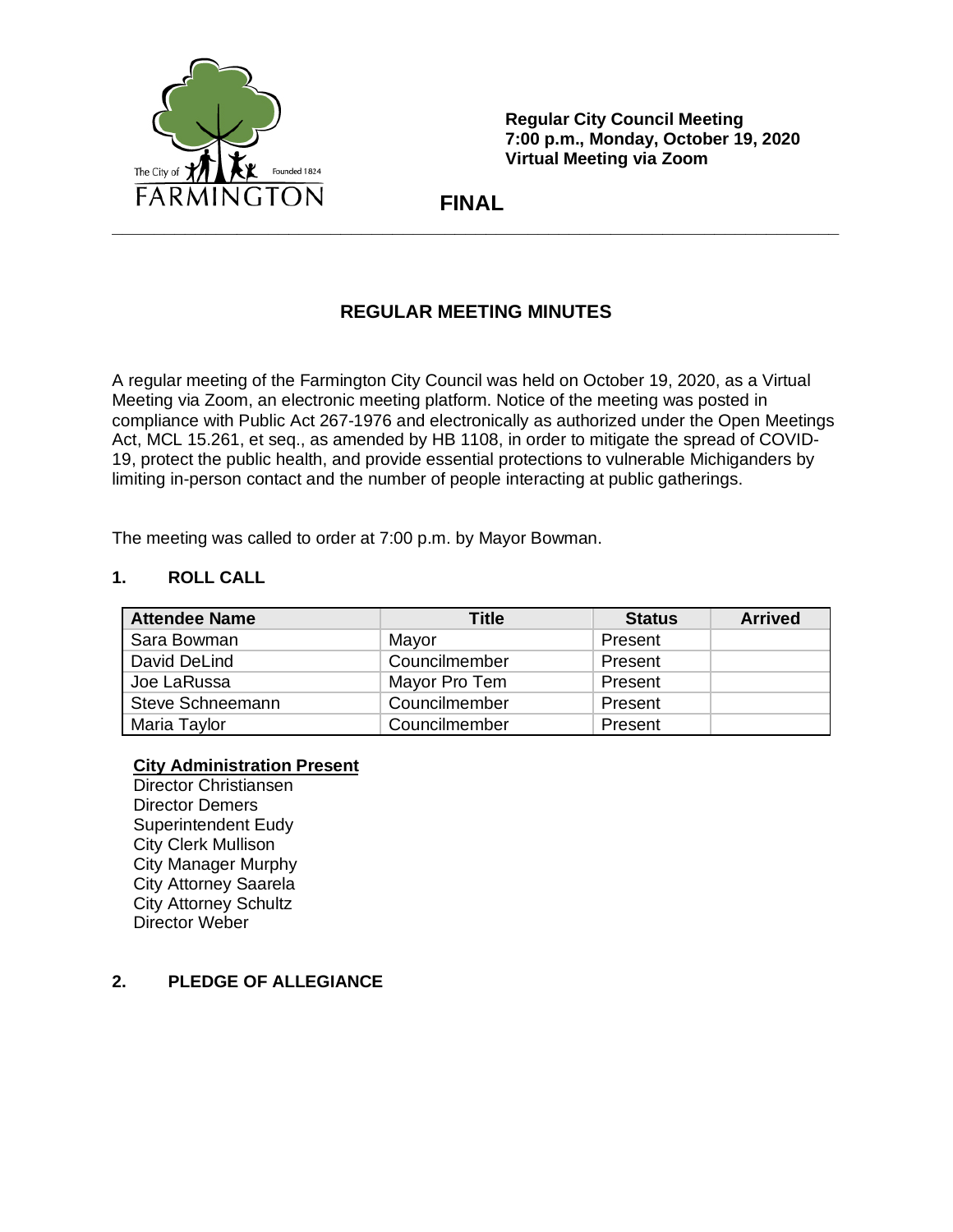The City of Farmington Founded 1824

**Regular City Council Meeting**
**7:00 p.m., Monday, October 19, 2020**
**Virtual Meeting via Zoom**

**FINAL**

---

## REGULAR MEETING MINUTES

A regular meeting of the Farmington City Council was held on October 19, 2020, as a Virtual Meeting via Zoom, an electronic meeting platform. Notice of the meeting was posted in compliance with Public Act 267-1976 and electronically as authorized under the Open Meetings Act, MCL 15.261, et seq., as amended by HB 1108, in order to mitigate the spread of COVID-19, protect the public health, and provide essential protections to vulnerable Michiganders by limiting in-person contact and the number of people interacting at public gatherings.

The meeting was called to order at 7:00 p.m. by Mayor Bowman.

### 1. ROLL CALL

| Attendee Name | Title | Status | Arrived |
|---|---|---|---|
| Sara Bowman | Mayor | Present | |
| David DeLind | Councilmember | Present | |
| Joe LaRussa | Mayor Pro Tem | Present | |
| Steve Schneemann | Councilmember | Present | |
| Maria Taylor | Councilmember | Present | |

**City Administration Present**

Director Christiansen
Director Demers
Superintendent Eudy
City Clerk Mullison
City Manager Murphy
City Attorney Saarela
City Attorney Schultz
Director Weber

### 2. PLEDGE OF ALLEGIANCE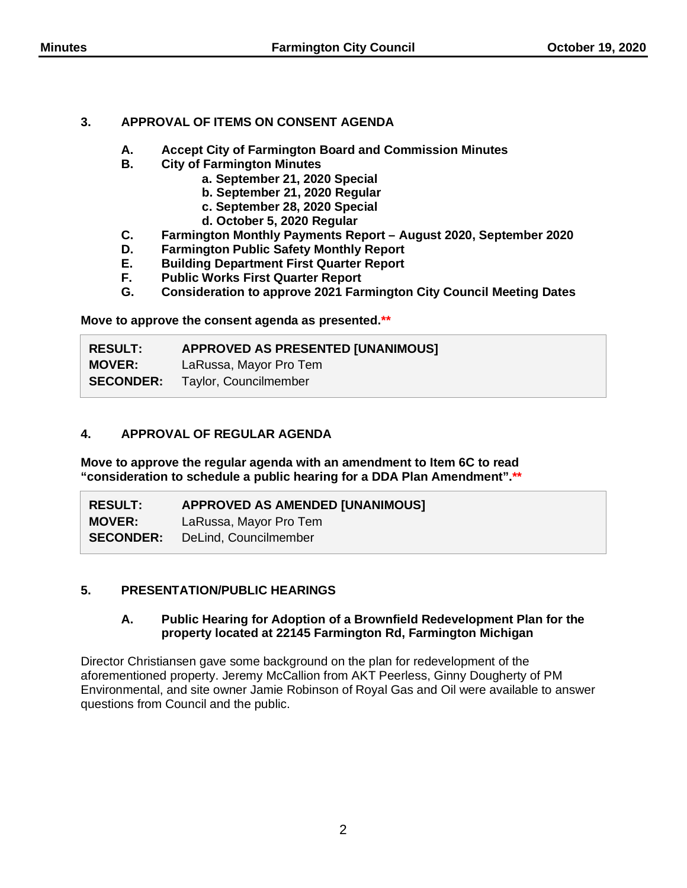## 3. APPROVAL OF ITEMS ON CONSENT AGENDA

**A. Accept City of Farmington Board and Commission Minutes**

**B. City of Farmington Minutes**

- **a. September 21, 2020 Special**
- **b. September 21, 2020 Regular**
- **c. September 28, 2020 Special**
- **d. October 5, 2020 Regular**

**C. Farmington Monthly Payments Report – August 2020, September 2020**

**D. Farmington Public Safety Monthly Report**

**E. Building Department First Quarter Report**

**F. Public Works First Quarter Report**

**G. Consideration to approve 2021 Farmington City Council Meeting Dates**

**Move to approve the consent agenda as presented.****

| | |
|---|---|
| **RESULT:** | **APPROVED AS PRESENTED [UNANIMOUS]** |
| **MOVER:** | LaRussa, Mayor Pro Tem |
| **SECONDER:** | Taylor, Councilmember |

## 4. APPROVAL OF REGULAR AGENDA

**Move to approve the regular agenda with an amendment to Item 6C to read "consideration to schedule a public hearing for a DDA Plan Amendment".****

| | |
|---|---|
| **RESULT:** | **APPROVED AS AMENDED [UNANIMOUS]** |
| **MOVER:** | LaRussa, Mayor Pro Tem |
| **SECONDER:** | DeLind, Councilmember |

## 5. PRESENTATION/PUBLIC HEARINGS

### A. Public Hearing for Adoption of a Brownfield Redevelopment Plan for the property located at 22145 Farmington Rd, Farmington Michigan

Director Christiansen gave some background on the plan for redevelopment of the aforementioned property. Jeremy McCallion from AKT Peerless, Ginny Dougherty of PM Environmental, and site owner Jamie Robinson of Royal Gas and Oil were available to answer questions from Council and the public.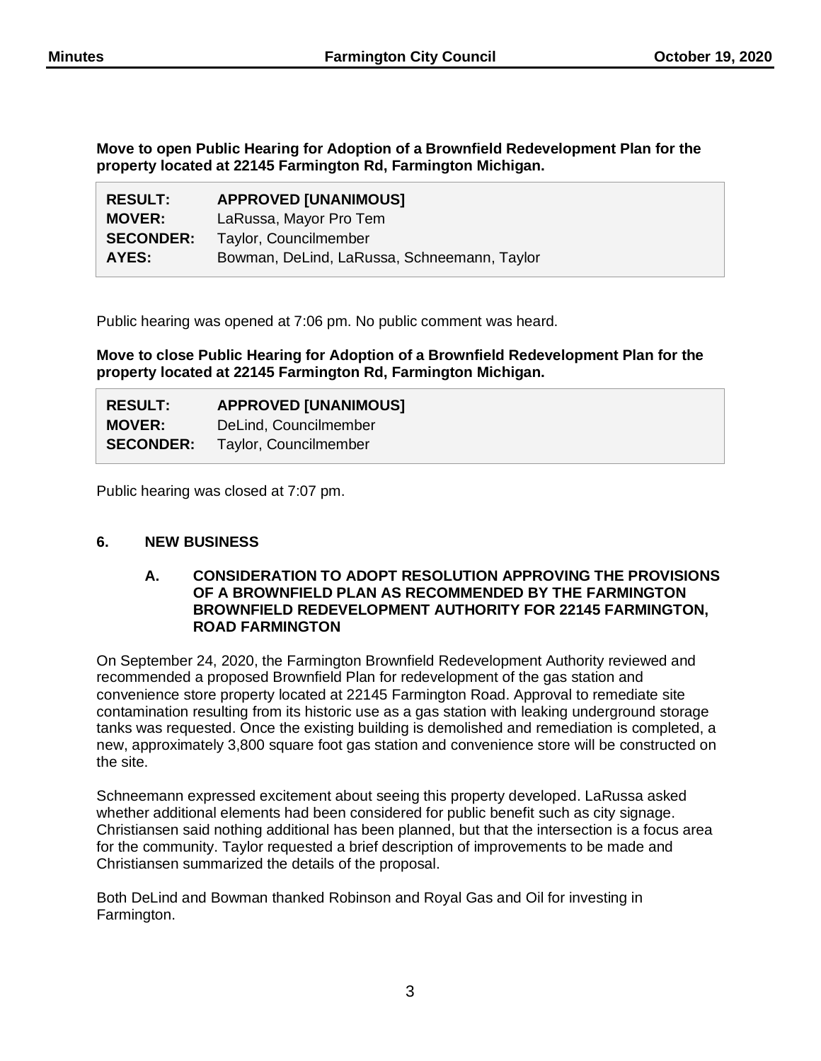**Move to open Public Hearing for Adoption of a Brownfield Redevelopment Plan for the property located at 22145 Farmington Rd, Farmington Michigan.**

| | |
|---|---|
| **RESULT:** | **APPROVED [UNANIMOUS]** |
| **MOVER:** | LaRussa, Mayor Pro Tem |
| **SECONDER:** | Taylor, Councilmember |
| **AYES:** | Bowman, DeLind, LaRussa, Schneemann, Taylor |

Public hearing was opened at 7:06 pm. No public comment was heard.

**Move to close Public Hearing for Adoption of a Brownfield Redevelopment Plan for the property located at 22145 Farmington Rd, Farmington Michigan.**

| | |
|---|---|
| **RESULT:** | **APPROVED [UNANIMOUS]** |
| **MOVER:** | DeLind, Councilmember |
| **SECONDER:** | Taylor, Councilmember |

Public hearing was closed at 7:07 pm.

## 6. NEW BUSINESS

### A. CONSIDERATION TO ADOPT RESOLUTION APPROVING THE PROVISIONS OF A BROWNFIELD PLAN AS RECOMMENDED BY THE FARMINGTON BROWNFIELD REDEVELOPMENT AUTHORITY FOR 22145 FARMINGTON, ROAD FARMINGTON

On September 24, 2020, the Farmington Brownfield Redevelopment Authority reviewed and recommended a proposed Brownfield Plan for redevelopment of the gas station and convenience store property located at 22145 Farmington Road. Approval to remediate site contamination resulting from its historic use as a gas station with leaking underground storage tanks was requested. Once the existing building is demolished and remediation is completed, a new, approximately 3,800 square foot gas station and convenience store will be constructed on the site.

Schneemann expressed excitement about seeing this property developed. LaRussa asked whether additional elements had been considered for public benefit such as city signage. Christiansen said nothing additional has been planned, but that the intersection is a focus area for the community. Taylor requested a brief description of improvements to be made and Christiansen summarized the details of the proposal.

Both DeLind and Bowman thanked Robinson and Royal Gas and Oil for investing in Farmington.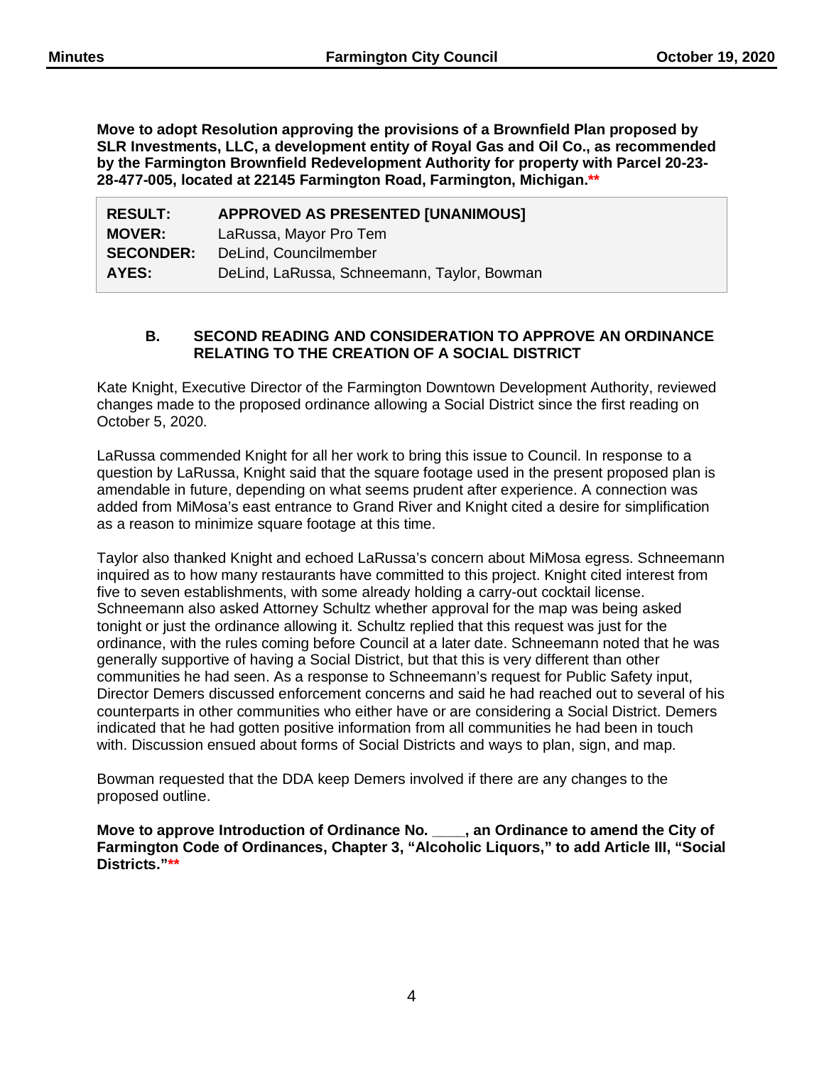**Move to adopt Resolution approving the provisions of a Brownfield Plan proposed by SLR Investments, LLC, a development entity of Royal Gas and Oil Co., as recommended by the Farmington Brownfield Redevelopment Authority for property with Parcel 20-23-28-477-005, located at 22145 Farmington Road, Farmington, Michigan.****

| | |
|---|---|
| **RESULT:** | **APPROVED AS PRESENTED [UNANIMOUS]** |
| **MOVER:** | LaRussa, Mayor Pro Tem |
| **SECONDER:** | DeLind, Councilmember |
| **AYES:** | DeLind, LaRussa, Schneemann, Taylor, Bowman |

### B. SECOND READING AND CONSIDERATION TO APPROVE AN ORDINANCE RELATING TO THE CREATION OF A SOCIAL DISTRICT

Kate Knight, Executive Director of the Farmington Downtown Development Authority, reviewed changes made to the proposed ordinance allowing a Social District since the first reading on October 5, 2020.

LaRussa commended Knight for all her work to bring this issue to Council. In response to a question by LaRussa, Knight said that the square footage used in the present proposed plan is amendable in future, depending on what seems prudent after experience. A connection was added from MiMosa's east entrance to Grand River and Knight cited a desire for simplification as a reason to minimize square footage at this time.

Taylor also thanked Knight and echoed LaRussa's concern about MiMosa egress. Schneemann inquired as to how many restaurants have committed to this project. Knight cited interest from five to seven establishments, with some already holding a carry-out cocktail license. Schneemann also asked Attorney Schultz whether approval for the map was being asked tonight or just the ordinance allowing it. Schultz replied that this request was just for the ordinance, with the rules coming before Council at a later date. Schneemann noted that he was generally supportive of having a Social District, but that this is very different than other communities he had seen. As a response to Schneemann's request for Public Safety input, Director Demers discussed enforcement concerns and said he had reached out to several of his counterparts in other communities who either have or are considering a Social District. Demers indicated that he had gotten positive information from all communities he had been in touch with. Discussion ensued about forms of Social Districts and ways to plan, sign, and map.

Bowman requested that the DDA keep Demers involved if there are any changes to the proposed outline.

**Move to approve Introduction of Ordinance No. \_\_\_\_, an Ordinance to amend the City of Farmington Code of Ordinances, Chapter 3, "Alcoholic Liquors," to add Article III, "Social Districts."****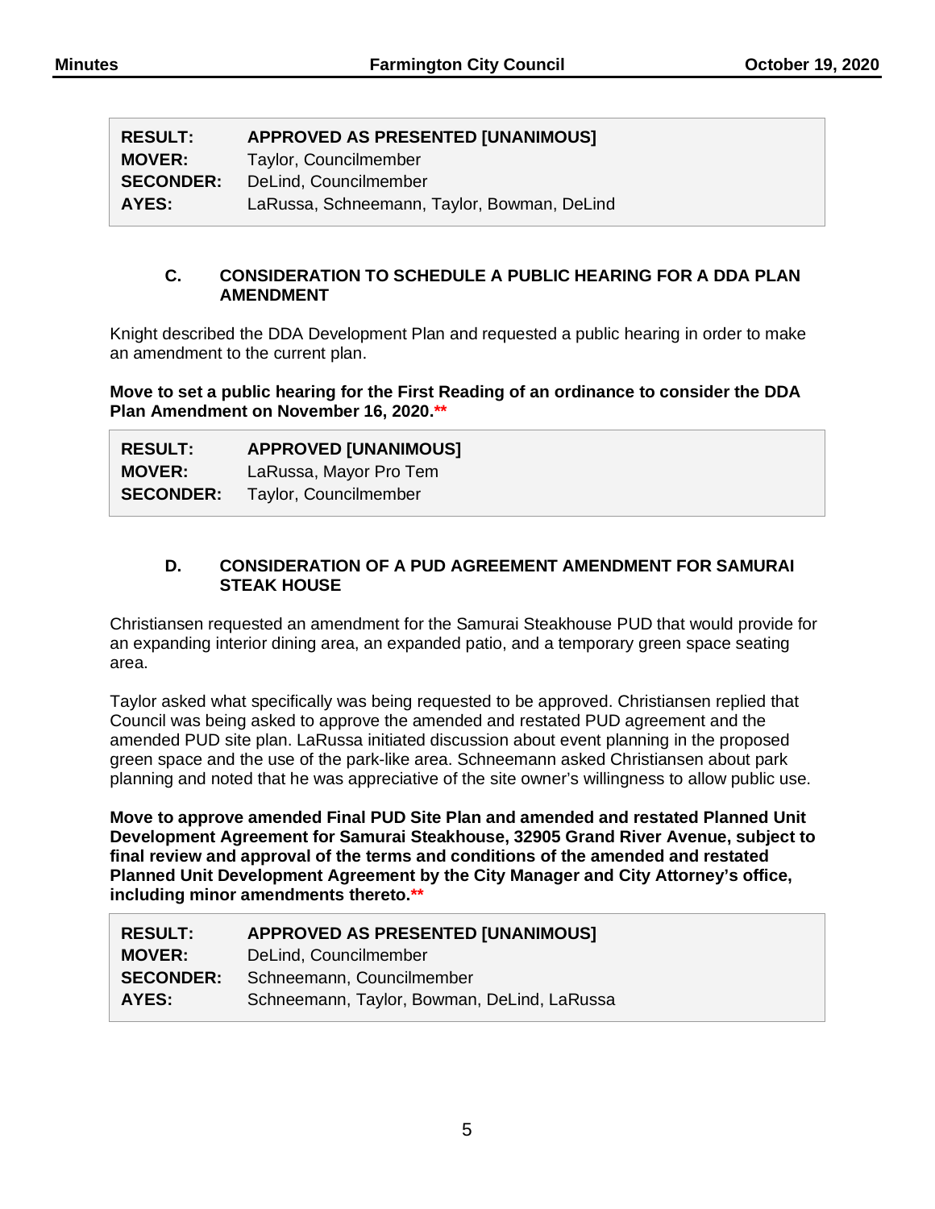| RESULT: | APPROVED AS PRESENTED [UNANIMOUS] |
|---|---|
| MOVER: | Taylor, Councilmember |
| SECONDER: | DeLind, Councilmember |
| AYES: | LaRussa, Schneemann, Taylor, Bowman, DeLind |

### C. CONSIDERATION TO SCHEDULE A PUBLIC HEARING FOR A DDA PLAN AMENDMENT

Knight described the DDA Development Plan and requested a public hearing in order to make an amendment to the current plan.

**Move to set a public hearing for the First Reading of an ordinance to consider the DDA Plan Amendment on November 16, 2020.****

| RESULT: | APPROVED [UNANIMOUS] |
|---|---|
| MOVER: | LaRussa, Mayor Pro Tem |
| SECONDER: | Taylor, Councilmember |

### D. CONSIDERATION OF A PUD AGREEMENT AMENDMENT FOR SAMURAI STEAK HOUSE

Christiansen requested an amendment for the Samurai Steakhouse PUD that would provide for an expanding interior dining area, an expanded patio, and a temporary green space seating area.

Taylor asked what specifically was being requested to be approved. Christiansen replied that Council was being asked to approve the amended and restated PUD agreement and the amended PUD site plan. LaRussa initiated discussion about event planning in the proposed green space and the use of the park-like area. Schneemann asked Christiansen about park planning and noted that he was appreciative of the site owner's willingness to allow public use.

**Move to approve amended Final PUD Site Plan and amended and restated Planned Unit Development Agreement for Samurai Steakhouse, 32905 Grand River Avenue, subject to final review and approval of the terms and conditions of the amended and restated Planned Unit Development Agreement by the City Manager and City Attorney's office, including minor amendments thereto.****

| RESULT: | APPROVED AS PRESENTED [UNANIMOUS] |
|---|---|
| MOVER: | DeLind, Councilmember |
| SECONDER: | Schneemann, Councilmember |
| AYES: | Schneemann, Taylor, Bowman, DeLind, LaRussa |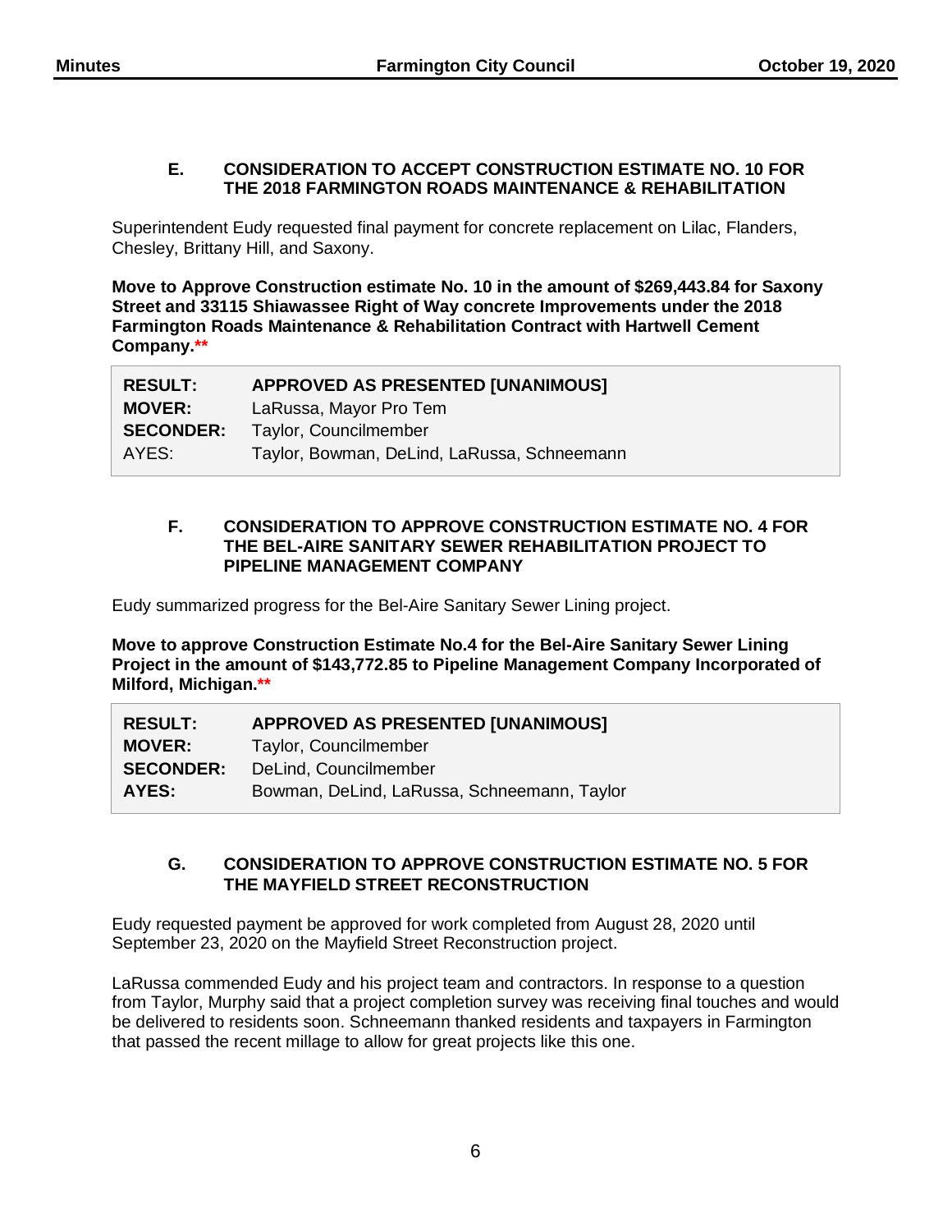### E. CONSIDERATION TO ACCEPT CONSTRUCTION ESTIMATE NO. 10 FOR THE 2018 FARMINGTON ROADS MAINTENANCE & REHABILITATION

Superintendent Eudy requested final payment for concrete replacement on Lilac, Flanders, Chesley, Brittany Hill, and Saxony.

**Move to Approve Construction estimate No. 10 in the amount of $269,443.84 for Saxony Street and 33115 Shiawassee Right of Way concrete Improvements under the 2018 Farmington Roads Maintenance & Rehabilitation Contract with Hartwell Cement Company.****

| | |
|---|---|
| **RESULT:** | **APPROVED AS PRESENTED [UNANIMOUS]** |
| **MOVER:** | LaRussa, Mayor Pro Tem |
| **SECONDER:** | Taylor, Councilmember |
| AYES: | Taylor, Bowman, DeLind, LaRussa, Schneemann |

### F. CONSIDERATION TO APPROVE CONSTRUCTION ESTIMATE NO. 4 FOR THE BEL-AIRE SANITARY SEWER REHABILITATION PROJECT TO PIPELINE MANAGEMENT COMPANY

Eudy summarized progress for the Bel-Aire Sanitary Sewer Lining project.

**Move to approve Construction Estimate No.4 for the Bel-Aire Sanitary Sewer Lining Project in the amount of $143,772.85 to Pipeline Management Company Incorporated of Milford, Michigan.****

| | |
|---|---|
| **RESULT:** | **APPROVED AS PRESENTED [UNANIMOUS]** |
| **MOVER:** | Taylor, Councilmember |
| **SECONDER:** | DeLind, Councilmember |
| **AYES:** | Bowman, DeLind, LaRussa, Schneemann, Taylor |

### G. CONSIDERATION TO APPROVE CONSTRUCTION ESTIMATE NO. 5 FOR THE MAYFIELD STREET RECONSTRUCTION

Eudy requested payment be approved for work completed from August 28, 2020 until September 23, 2020 on the Mayfield Street Reconstruction project.

LaRussa commended Eudy and his project team and contractors. In response to a question from Taylor, Murphy said that a project completion survey was receiving final touches and would be delivered to residents soon. Schneemann thanked residents and taxpayers in Farmington that passed the recent millage to allow for great projects like this one.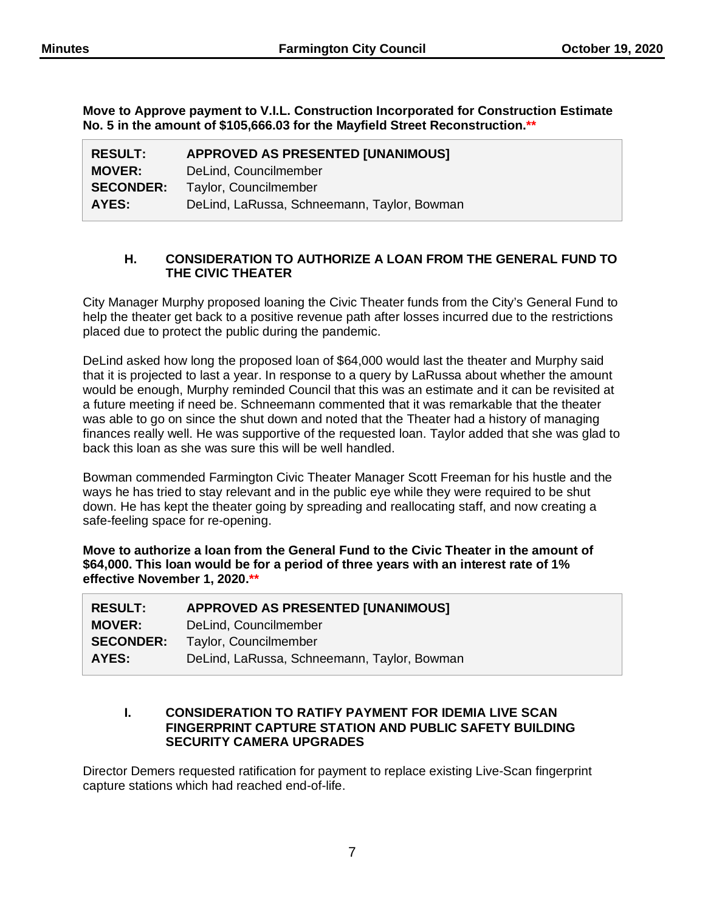**Move to Approve payment to V.I.L. Construction Incorporated for Construction Estimate No. 5 in the amount of $105,666.03 for the Mayfield Street Reconstruction.\*\***

| | |
|---|---|
| **RESULT:** | **APPROVED AS PRESENTED [UNANIMOUS]** |
| **MOVER:** | DeLind, Councilmember |
| **SECONDER:** | Taylor, Councilmember |
| **AYES:** | DeLind, LaRussa, Schneemann, Taylor, Bowman |

### H. CONSIDERATION TO AUTHORIZE A LOAN FROM THE GENERAL FUND TO THE CIVIC THEATER

City Manager Murphy proposed loaning the Civic Theater funds from the City's General Fund to help the theater get back to a positive revenue path after losses incurred due to the restrictions placed due to protect the public during the pandemic.

DeLind asked how long the proposed loan of $64,000 would last the theater and Murphy said that it is projected to last a year. In response to a query by LaRussa about whether the amount would be enough, Murphy reminded Council that this was an estimate and it can be revisited at a future meeting if need be. Schneemann commented that it was remarkable that the theater was able to go on since the shut down and noted that the Theater had a history of managing finances really well. He was supportive of the requested loan. Taylor added that she was glad to back this loan as she was sure this will be well handled.

Bowman commended Farmington Civic Theater Manager Scott Freeman for his hustle and the ways he has tried to stay relevant and in the public eye while they were required to be shut down. He has kept the theater going by spreading and reallocating staff, and now creating a safe-feeling space for re-opening.

**Move to authorize a loan from the General Fund to the Civic Theater in the amount of $64,000. This loan would be for a period of three years with an interest rate of 1% effective November 1, 2020.\*\***

| | |
|---|---|
| **RESULT:** | **APPROVED AS PRESENTED [UNANIMOUS]** |
| **MOVER:** | DeLind, Councilmember |
| **SECONDER:** | Taylor, Councilmember |
| **AYES:** | DeLind, LaRussa, Schneemann, Taylor, Bowman |

### I. CONSIDERATION TO RATIFY PAYMENT FOR IDEMIA LIVE SCAN FINGERPRINT CAPTURE STATION AND PUBLIC SAFETY BUILDING SECURITY CAMERA UPGRADES

Director Demers requested ratification for payment to replace existing Live-Scan fingerprint capture stations which had reached end-of-life.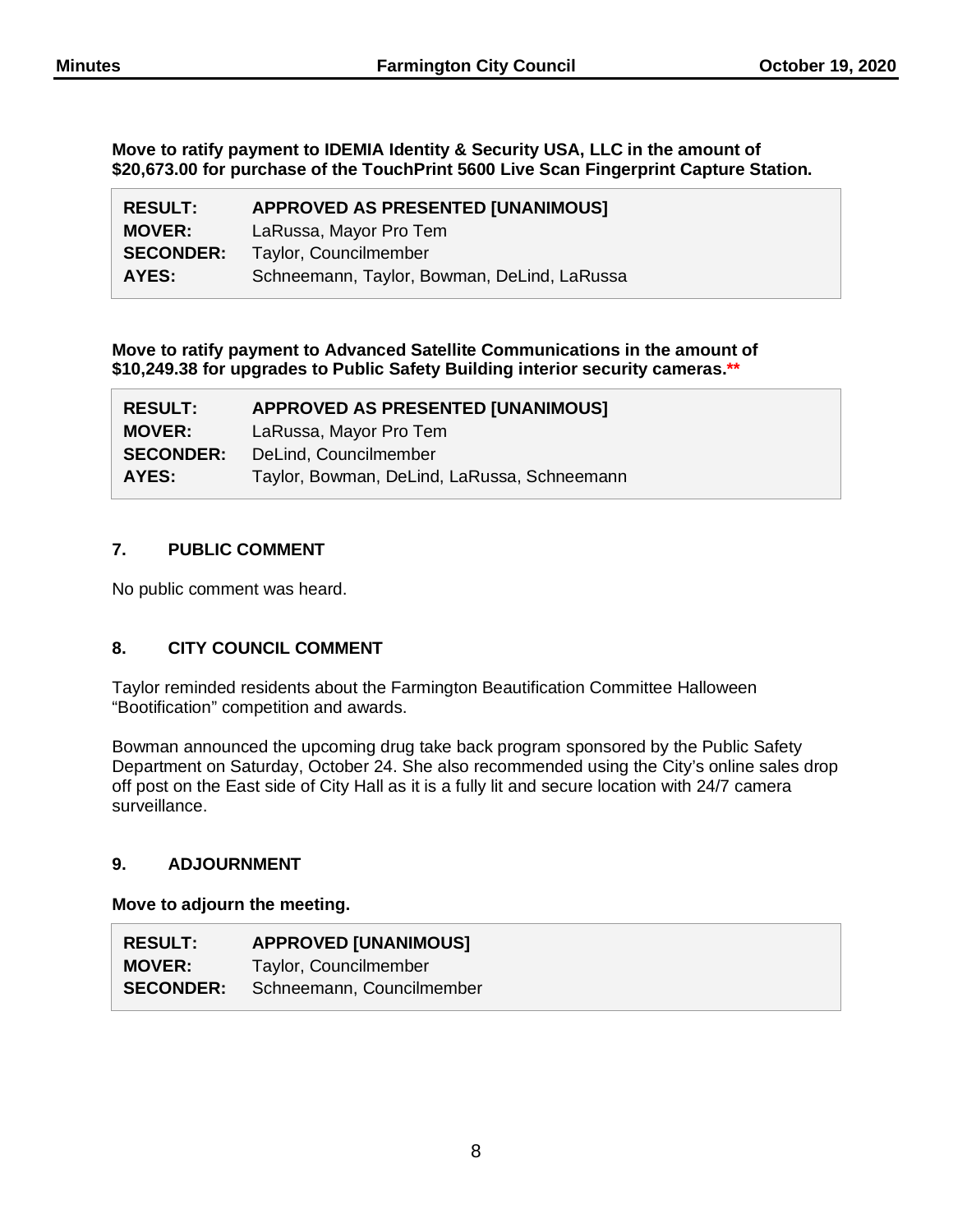**Move to ratify payment to IDEMIA Identity & Security USA, LLC in the amount of $20,673.00 for purchase of the TouchPrint 5600 Live Scan Fingerprint Capture Station.**

| | |
|---|---|
| **RESULT:** | **APPROVED AS PRESENTED [UNANIMOUS]** |
| **MOVER:** | LaRussa, Mayor Pro Tem |
| **SECONDER:** | Taylor, Councilmember |
| **AYES:** | Schneemann, Taylor, Bowman, DeLind, LaRussa |

**Move to ratify payment to Advanced Satellite Communications in the amount of $10,249.38 for upgrades to Public Safety Building interior security cameras.****

| | |
|---|---|
| **RESULT:** | **APPROVED AS PRESENTED [UNANIMOUS]** |
| **MOVER:** | LaRussa, Mayor Pro Tem |
| **SECONDER:** | DeLind, Councilmember |
| **AYES:** | Taylor, Bowman, DeLind, LaRussa, Schneemann |

## 7. PUBLIC COMMENT

No public comment was heard.

## 8. CITY COUNCIL COMMENT

Taylor reminded residents about the Farmington Beautification Committee Halloween "Bootification" competition and awards.

Bowman announced the upcoming drug take back program sponsored by the Public Safety Department on Saturday, October 24. She also recommended using the City's online sales drop off post on the East side of City Hall as it is a fully lit and secure location with 24/7 camera surveillance.

## 9. ADJOURNMENT

**Move to adjourn the meeting.**

| | |
|---|---|
| **RESULT:** | **APPROVED [UNANIMOUS]** |
| **MOVER:** | Taylor, Councilmember |
| **SECONDER:** | Schneemann, Councilmember |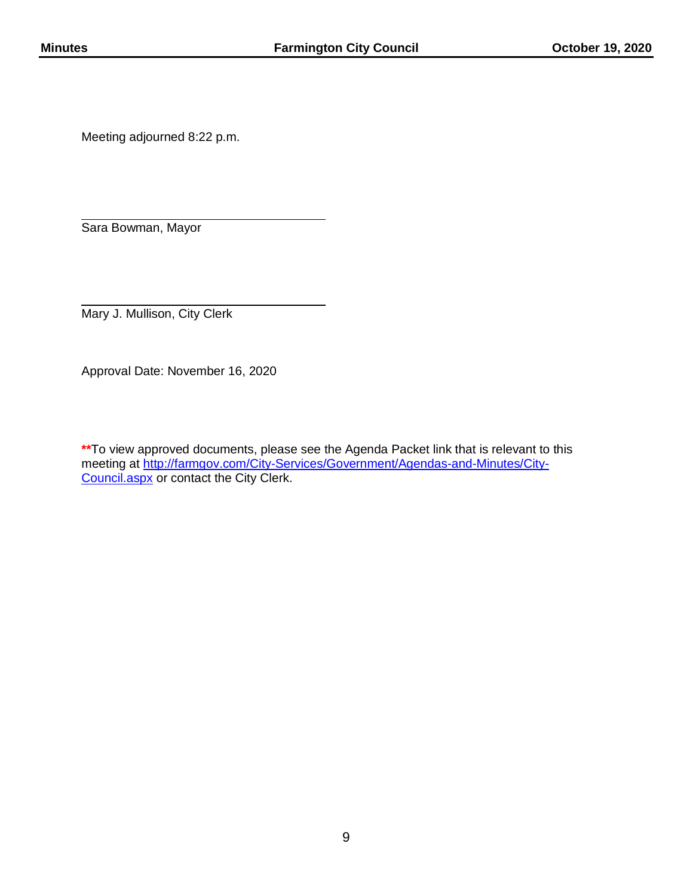Meeting adjourned 8:22 p.m.

Sara Bowman, Mayor

Mary J. Mullison, City Clerk

Approval Date: November 16, 2020

**To view approved documents, please see the Agenda Packet link that is relevant to this meeting at [http://farmgov.com/City-Services/Government/Agendas-and-Minutes/City-Council.aspx](http://farmgov.com/City-Services/Government/Agendas-and-Minutes/City-Council.aspx) or contact the City Clerk.